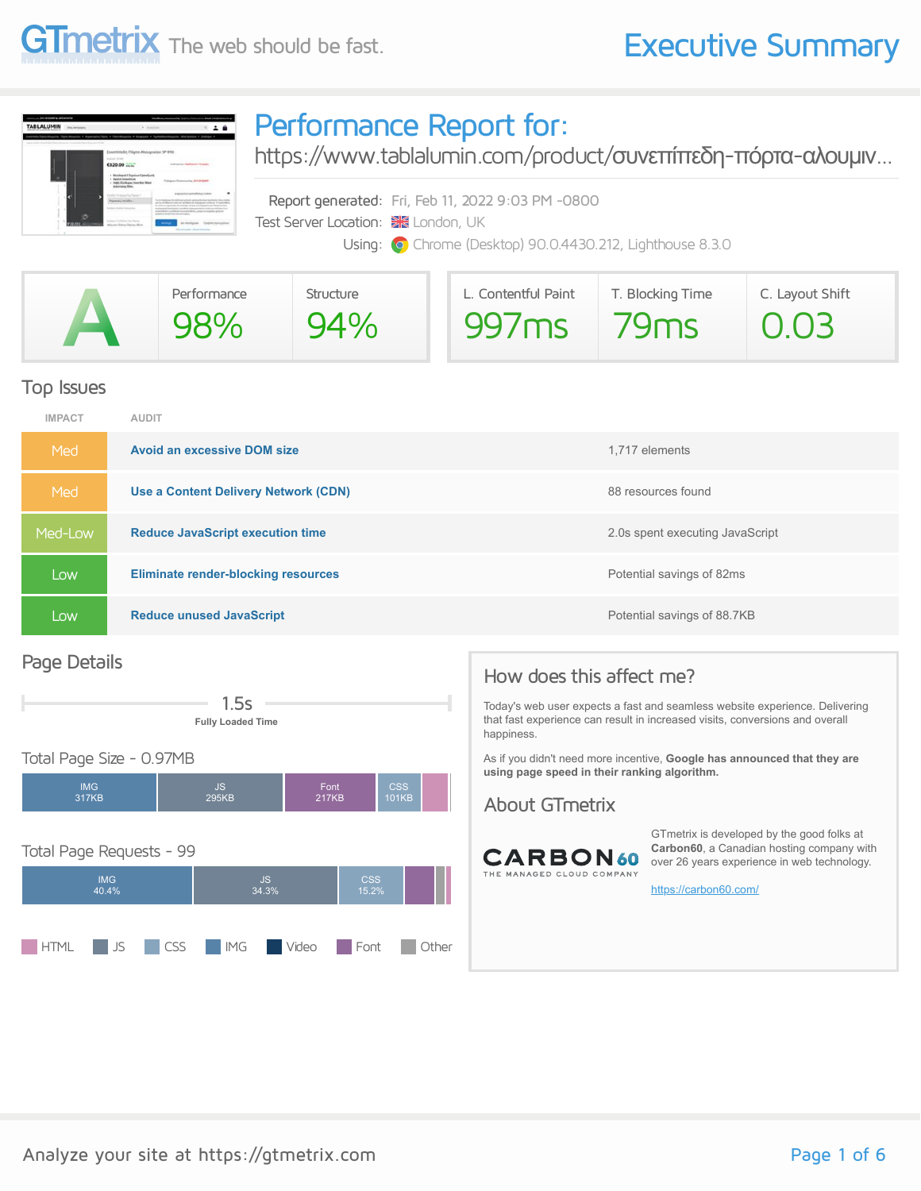# Executive Summary

## Performance Report for:

https://www.tablalumin.com/product/συνεπίπεδη-πόρτα-αλουμιν...

Report generated: Fri, Feb 11, 2022 9:03 PM -0800
Test Server Location: London, UK
Using: Chrome (Desktop) 90.0.4430.212, Lighthouse 8.3.0

| GTmetrix Grade | Performance | Structure | L. Contentful Paint | T. Blocking Time | C. Layout Shift |
|---|---|---|---|---|---|
| A | 98% | 94% | 997ms | 79ms | 0.03 |

## Top Issues

| IMPACT | AUDIT | |
|---|---|---|
| Med | **Avoid an excessive DOM size** | 1,717 elements |
| Med | **Use a Content Delivery Network (CDN)** | 88 resources found |
| Med-Low | **Reduce JavaScript execution time** | 2.0s spent executing JavaScript |
| Low | **Eliminate render-blocking resources** | Potential savings of 82ms |
| Low | **Reduce unused JavaScript** | Potential savings of 88.7KB |

## Page Details

1.5s
Fully Loaded Time

### Total Page Size - 0.97MB

IMG 317KB | JS 295KB | Font 217KB | CSS 101KB

### Total Page Requests - 99

IMG 40.4% | JS 34.3% | CSS 15.2%

Legend: HTML, JS, CSS, IMG, Video, Font, Other

## How does this affect me?

Today's web user expects a fast and seamless website experience. Delivering that fast experience can result in increased visits, conversions and overall happiness.

As if you didn't need more incentive, **Google has announced that they are using page speed in their ranking algorithm.**

## About GTmetrix

CARBON60 THE MANAGED CLOUD COMPANY

GTmetrix is developed by the good folks at **Carbon60**, a Canadian hosting company with over 26 years experience in web technology.

https://carbon60.com/

Analyze your site at https://gtmetrix.com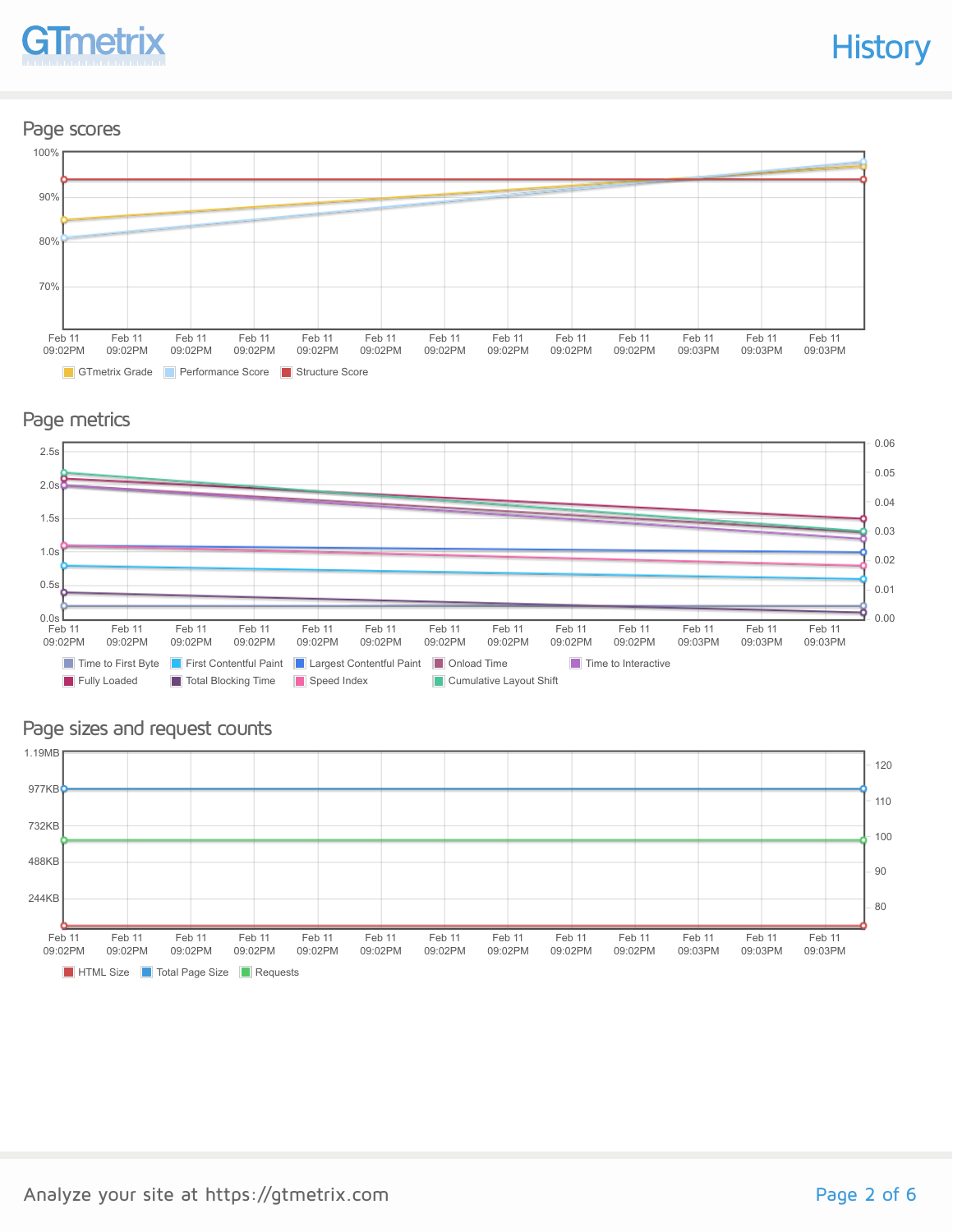# History

## Page scores

100%
90%
80%
70%

Feb 11 09:02PM | Feb 11 09:02PM | Feb 11 09:02PM | Feb 11 09:02PM | Feb 11 09:02PM | Feb 11 09:02PM | Feb 11 09:02PM | Feb 11 09:02PM | Feb 11 09:02PM | Feb 11 09:02PM | Feb 11 09:03PM | Feb 11 09:03PM | Feb 11 09:03PM

GTmetrix Grade · Performance Score · Structure Score

## Page metrics

2.5s
2.0s
1.5s
1.0s
0.5s
0.0s

0.06
0.05
0.04
0.03
0.02
0.01
0.00

Feb 11 09:02PM | Feb 11 09:02PM | Feb 11 09:02PM | Feb 11 09:02PM | Feb 11 09:02PM | Feb 11 09:02PM | Feb 11 09:02PM | Feb 11 09:02PM | Feb 11 09:02PM | Feb 11 09:02PM | Feb 11 09:03PM | Feb 11 09:03PM | Feb 11 09:03PM

Time to First Byte · First Contentful Paint · Largest Contentful Paint · Onload Time · Time to Interactive · Fully Loaded · Total Blocking Time · Speed Index · Cumulative Layout Shift

## Page sizes and request counts

1.19MB
977KB
732KB
488KB
244KB

120
110
100
90
80

Feb 11 09:02PM | Feb 11 09:02PM | Feb 11 09:02PM | Feb 11 09:02PM | Feb 11 09:02PM | Feb 11 09:02PM | Feb 11 09:02PM | Feb 11 09:02PM | Feb 11 09:02PM | Feb 11 09:02PM | Feb 11 09:03PM | Feb 11 09:03PM | Feb 11 09:03PM

HTML Size · Total Page Size · Requests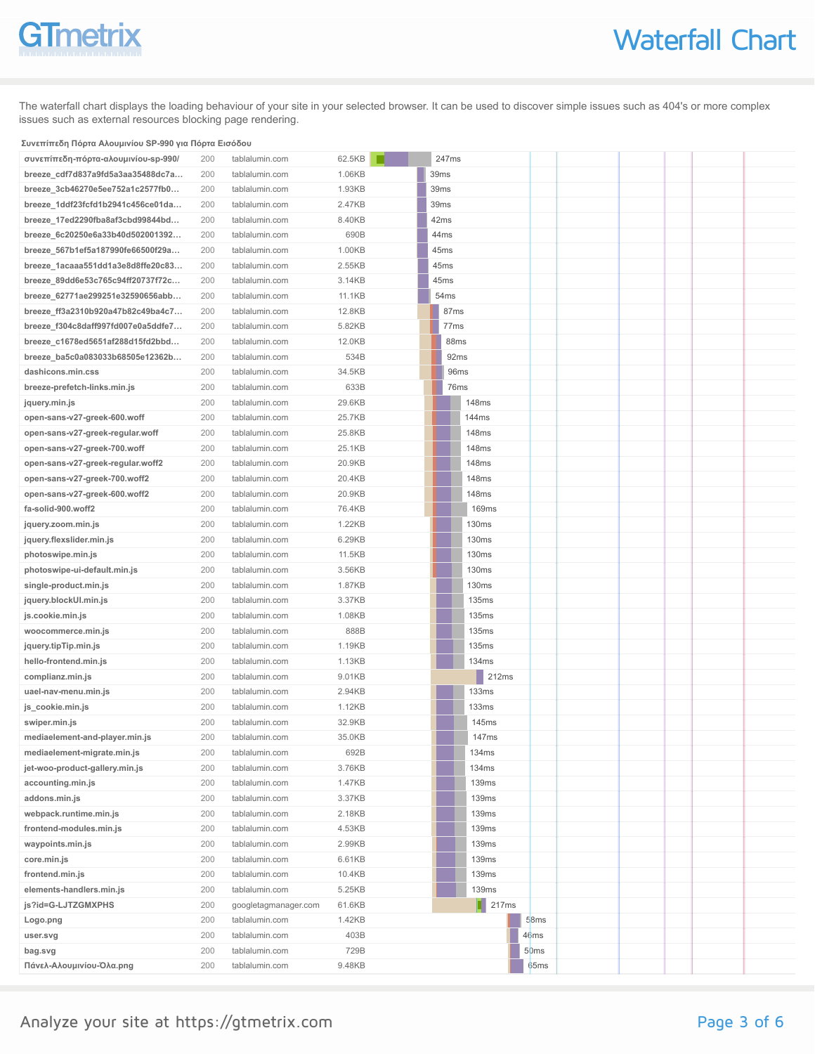# Waterfall Chart

The waterfall chart displays the loading behaviour of your site in your selected browser. It can be used to discover simple issues such as 404's or more complex issues such as external resources blocking page rendering.

**Συνεπίπεδη Πόρτα Αλουμινίου SP-990 για Πόρτα Εισόδου**

| Resource | Status | Domain | Size | Time |
|---|---|---|---|---|
| συνεπίπεδη-πόρτα-αλουμινίου-sp-990/ | 200 | tablalumin.com | 62.5KB | 247ms |
| breeze_cdf7d837a9fd5a3aa35488dc7a... | 200 | tablalumin.com | 1.06KB | 39ms |
| breeze_3cb46270e5ee752a1c2577fb0... | 200 | tablalumin.com | 1.93KB | 39ms |
| breeze_1ddf23fcfd1b2941c456ce01da... | 200 | tablalumin.com | 2.47KB | 39ms |
| breeze_17ed2290fba8af3cbd99844bd... | 200 | tablalumin.com | 8.40KB | 42ms |
| breeze_6c20250e6a33b40d502001392... | 200 | tablalumin.com | 690B | 44ms |
| breeze_567b1ef5a187990fe66500f29a... | 200 | tablalumin.com | 1.00KB | 45ms |
| breeze_1acaaa551dd1a3e8d8ffe20c83... | 200 | tablalumin.com | 2.55KB | 45ms |
| breeze_89dd6e53c765c94ff20737f72c... | 200 | tablalumin.com | 3.14KB | 45ms |
| breeze_62771ae299251e32590656abb... | 200 | tablalumin.com | 11.1KB | 54ms |
| breeze_ff3a2310b920a47b82c49ba4c7... | 200 | tablalumin.com | 12.8KB | 87ms |
| breeze_f304c8daff997fd007e0a5ddfe7... | 200 | tablalumin.com | 5.82KB | 77ms |
| breeze_c1678ed5651af288d15fd2bbd... | 200 | tablalumin.com | 12.0KB | 88ms |
| breeze_ba5c0a083033b68505e12362b... | 200 | tablalumin.com | 534B | 92ms |
| dashicons.min.css | 200 | tablalumin.com | 34.5KB | 96ms |
| breeze-prefetch-links.min.js | 200 | tablalumin.com | 633B | 76ms |
| jquery.min.js | 200 | tablalumin.com | 29.6KB | 148ms |
| open-sans-v27-greek-600.woff | 200 | tablalumin.com | 25.7KB | 144ms |
| open-sans-v27-greek-regular.woff | 200 | tablalumin.com | 25.8KB | 148ms |
| open-sans-v27-greek-700.woff | 200 | tablalumin.com | 25.1KB | 148ms |
| open-sans-v27-greek-regular.woff2 | 200 | tablalumin.com | 20.9KB | 148ms |
| open-sans-v27-greek-700.woff2 | 200 | tablalumin.com | 20.4KB | 148ms |
| open-sans-v27-greek-600.woff2 | 200 | tablalumin.com | 20.9KB | 148ms |
| fa-solid-900.woff2 | 200 | tablalumin.com | 76.4KB | 169ms |
| jquery.zoom.min.js | 200 | tablalumin.com | 1.22KB | 130ms |
| jquery.flexslider.min.js | 200 | tablalumin.com | 6.29KB | 130ms |
| photoswipe.min.js | 200 | tablalumin.com | 11.5KB | 130ms |
| photoswipe-ui-default.min.js | 200 | tablalumin.com | 3.56KB | 130ms |
| single-product.min.js | 200 | tablalumin.com | 1.87KB | 130ms |
| jquery.blockUI.min.js | 200 | tablalumin.com | 3.37KB | 135ms |
| js.cookie.min.js | 200 | tablalumin.com | 1.08KB | 135ms |
| woocommerce.min.js | 200 | tablalumin.com | 888B | 135ms |
| jquery.tipTip.min.js | 200 | tablalumin.com | 1.19KB | 135ms |
| hello-frontend.min.js | 200 | tablalumin.com | 1.13KB | 134ms |
| complianz.min.js | 200 | tablalumin.com | 9.01KB | 212ms |
| uael-nav-menu.min.js | 200 | tablalumin.com | 2.94KB | 133ms |
| js_cookie.min.js | 200 | tablalumin.com | 1.12KB | 133ms |
| swiper.min.js | 200 | tablalumin.com | 32.9KB | 145ms |
| mediaelement-and-player.min.js | 200 | tablalumin.com | 35.0KB | 147ms |
| mediaelement-migrate.min.js | 200 | tablalumin.com | 692B | 134ms |
| jet-woo-product-gallery.min.js | 200 | tablalumin.com | 3.76KB | 134ms |
| accounting.min.js | 200 | tablalumin.com | 1.47KB | 139ms |
| addons.min.js | 200 | tablalumin.com | 3.37KB | 139ms |
| webpack.runtime.min.js | 200 | tablalumin.com | 2.18KB | 139ms |
| frontend-modules.min.js | 200 | tablalumin.com | 4.53KB | 139ms |
| waypoints.min.js | 200 | tablalumin.com | 2.99KB | 139ms |
| core.min.js | 200 | tablalumin.com | 6.61KB | 139ms |
| frontend.min.js | 200 | tablalumin.com | 10.4KB | 139ms |
| elements-handlers.min.js | 200 | tablalumin.com | 5.25KB | 139ms |
| js?id=G-LJTZGMXPHS | 200 | googletagmanager.com | 61.6KB | 217ms |
| Logo.png | 200 | tablalumin.com | 1.42KB | 58ms |
| user.svg | 200 | tablalumin.com | 403B | 46ms |
| bag.svg | 200 | tablalumin.com | 729B | 50ms |
| Πάνελ-Αλουμινίου-Όλα.png | 200 | tablalumin.com | 9.48KB | 65ms |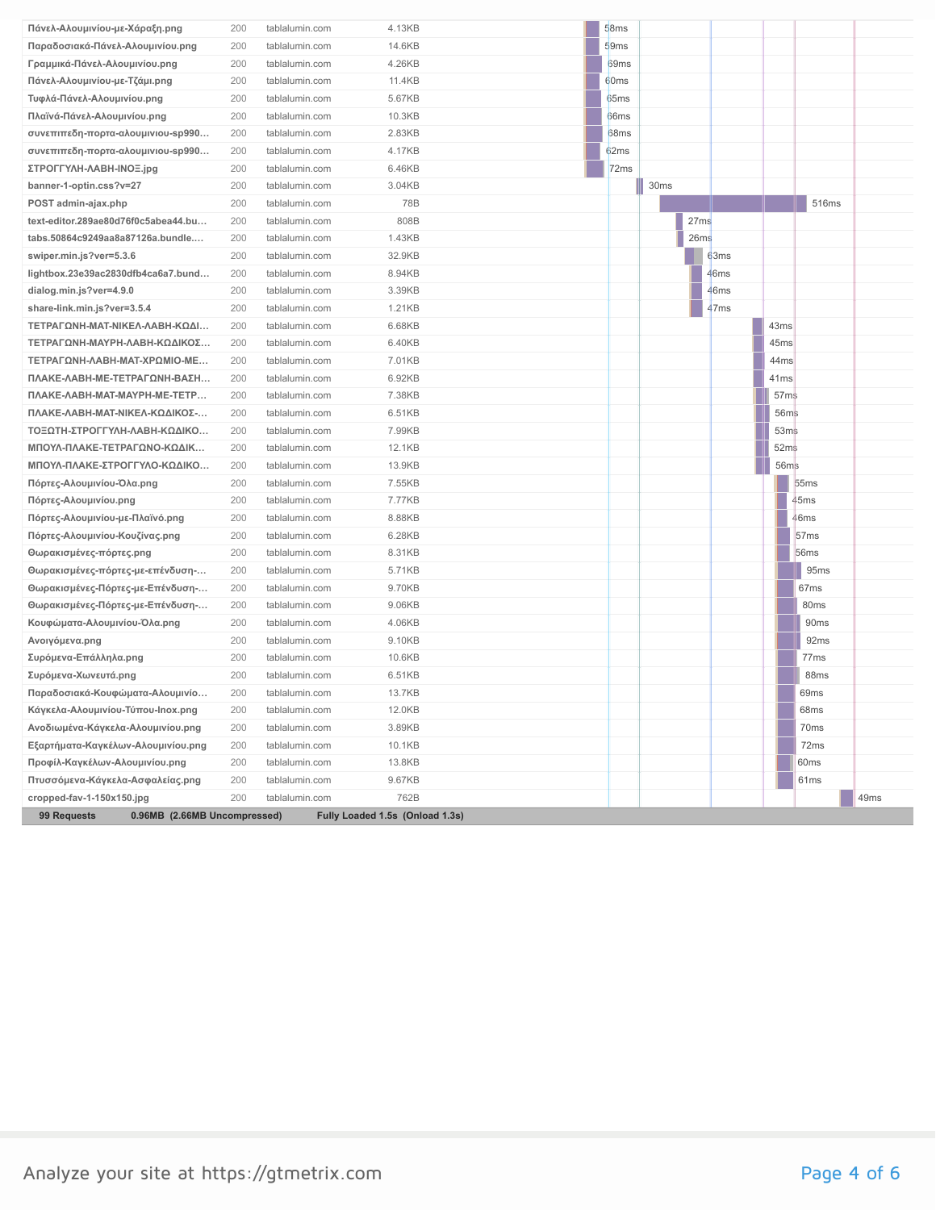| File | Status | Domain | Size | Timing |
|---|---|---|---|---|
| Πάνελ-Αλουμινίου-με-Χάραξη.png | 200 | tablalumin.com | 4.13KB | 58ms |
| Παραδοσιακά-Πάνελ-Αλουμινίου.png | 200 | tablalumin.com | 14.6KB | 59ms |
| Γραμμικά-Πάνελ-Αλουμινίου.png | 200 | tablalumin.com | 4.26KB | 69ms |
| Πάνελ-Αλουμινίου-με-Τζάμι.png | 200 | tablalumin.com | 11.4KB | 60ms |
| Τυφλά-Πάνελ-Αλουμινίου.png | 200 | tablalumin.com | 5.67KB | 65ms |
| Πλαϊνά-Πάνελ-Αλουμινίου.png | 200 | tablalumin.com | 10.3KB | 66ms |
| συνεπιπεδη-πορτα-αλουμινιου-sp990... | 200 | tablalumin.com | 2.83KB | 68ms |
| συνεπιπεδη-πορτα-αλουμινιου-sp990... | 200 | tablalumin.com | 4.17KB | 62ms |
| ΣΤΡΟΓΓΥΛΗ-ΛΑΒΗ-ΙΝΟΞ.jpg | 200 | tablalumin.com | 6.46KB | 72ms |
| banner-1-optin.css?v=27 | 200 | tablalumin.com | 3.04KB | 30ms |
| POST admin-ajax.php | 200 | tablalumin.com | 78B | 516ms |
| text-editor.289ae80d76f0c5abea44.bu... | 200 | tablalumin.com | 808B | 27ms |
| tabs.50864c9249aa8a87126a.bundle.... | 200 | tablalumin.com | 1.43KB | 26ms |
| swiper.min.js?ver=5.3.6 | 200 | tablalumin.com | 32.9KB | 63ms |
| lightbox.23e39ac2830dfb4ca6a7.bund... | 200 | tablalumin.com | 8.94KB | 46ms |
| dialog.min.js?ver=4.9.0 | 200 | tablalumin.com | 3.39KB | 46ms |
| share-link.min.js?ver=3.5.4 | 200 | tablalumin.com | 1.21KB | 47ms |
| ΤΕΤΡΑΓΩΝΗ-ΜΑΤ-ΝΙΚΕΛ-ΛΑΒΗ-ΚΩΔΙ... | 200 | tablalumin.com | 6.68KB | 43ms |
| ΤΕΤΡΑΓΩΝΗ-ΜΑΥΡΗ-ΛΑΒΗ-ΚΩΔΙΚΟΣ... | 200 | tablalumin.com | 6.40KB | 45ms |
| ΤΕΤΡΑΓΩΝΗ-ΛΑΒΗ-ΜΑΤ-ΧΡΩΜΙΟ-ΜΕ... | 200 | tablalumin.com | 7.01KB | 44ms |
| ΠΛΑΚΕ-ΛΑΒΗ-ΜΕ-ΤΕΤΡΑΓΩΝΗ-ΒΑΣΗ... | 200 | tablalumin.com | 6.92KB | 41ms |
| ΠΛΑΚΕ-ΛΑΒΗ-ΜΑΤ-ΜΑΥΡΗ-ΜΕ-ΤΕΤΡ... | 200 | tablalumin.com | 7.38KB | 57ms |
| ΠΛΑΚΕ-ΛΑΒΗ-ΜΑΤ-ΝΙΚΕΛ-ΚΩΔΙΚΟΣ-... | 200 | tablalumin.com | 6.51KB | 56ms |
| ΤΟΞΩΤΗ-ΣΤΡΟΓΓΥΛΗ-ΛΑΒΗ-ΚΩΔΙΚΟ... | 200 | tablalumin.com | 7.99KB | 53ms |
| ΜΠΟΥΛ-ΠΛΑΚΕ-ΤΕΤΡΑΓΩΝΟ-ΚΩΔΙΚ... | 200 | tablalumin.com | 12.1KB | 52ms |
| ΜΠΟΥΛ-ΠΛΑΚΕ-ΣΤΡΟΓΓΥΛΟ-ΚΩΔΙΚΟ... | 200 | tablalumin.com | 13.9KB | 56ms |
| Πόρτες-Αλουμινίου-Όλα.png | 200 | tablalumin.com | 7.55KB | 55ms |
| Πόρτες-Αλουμινίου.png | 200 | tablalumin.com | 7.77KB | 45ms |
| Πόρτες-Αλουμινίου-με-Πλαϊνό.png | 200 | tablalumin.com | 8.88KB | 46ms |
| Πόρτες-Αλουμινίου-Κουζίνας.png | 200 | tablalumin.com | 6.28KB | 57ms |
| Θωρακισμένες-πόρτες.png | 200 | tablalumin.com | 8.31KB | 56ms |
| Θωρακισμένες-πόρτες-με-επένδυση-... | 200 | tablalumin.com | 5.71KB | 95ms |
| Θωρακισμένες-Πόρτες-με-Επένδυση-... | 200 | tablalumin.com | 9.70KB | 67ms |
| Θωρακισμένες-Πόρτες-με-Επένδυση-... | 200 | tablalumin.com | 9.06KB | 80ms |
| Κουφώματα-Αλουμινίου-Όλα.png | 200 | tablalumin.com | 4.06KB | 90ms |
| Ανοιγόμενα.png | 200 | tablalumin.com | 9.10KB | 92ms |
| Συρόμενα-Επάλληλα.png | 200 | tablalumin.com | 10.6KB | 77ms |
| Συρόμενα-Χωνευτά.png | 200 | tablalumin.com | 6.51KB | 88ms |
| Παραδοσιακά-Κουφώματα-Αλουμινίο... | 200 | tablalumin.com | 13.7KB | 69ms |
| Κάγκελα-Αλουμινίου-Τύπου-Inox.png | 200 | tablalumin.com | 12.0KB | 68ms |
| Ανοδιωμένα-Κάγκελα-Αλουμινίου.png | 200 | tablalumin.com | 3.89KB | 70ms |
| Εξαρτήματα-Καγκέλων-Αλουμινίου.png | 200 | tablalumin.com | 10.1KB | 72ms |
| Προφίλ-Καγκέλων-Αλουμινίου.png | 200 | tablalumin.com | 13.8KB | 60ms |
| Πτυσσόμενα-Κάγκελα-Ασφαλείας.png | 200 | tablalumin.com | 9.67KB | 61ms |
| cropped-fav-1-150x150.jpg | 200 | tablalumin.com | 762B | 49ms |

**99 Requests** | **0.96MB (2.66MB Uncompressed)** | **Fully Loaded 1.5s (Onload 1.3s)**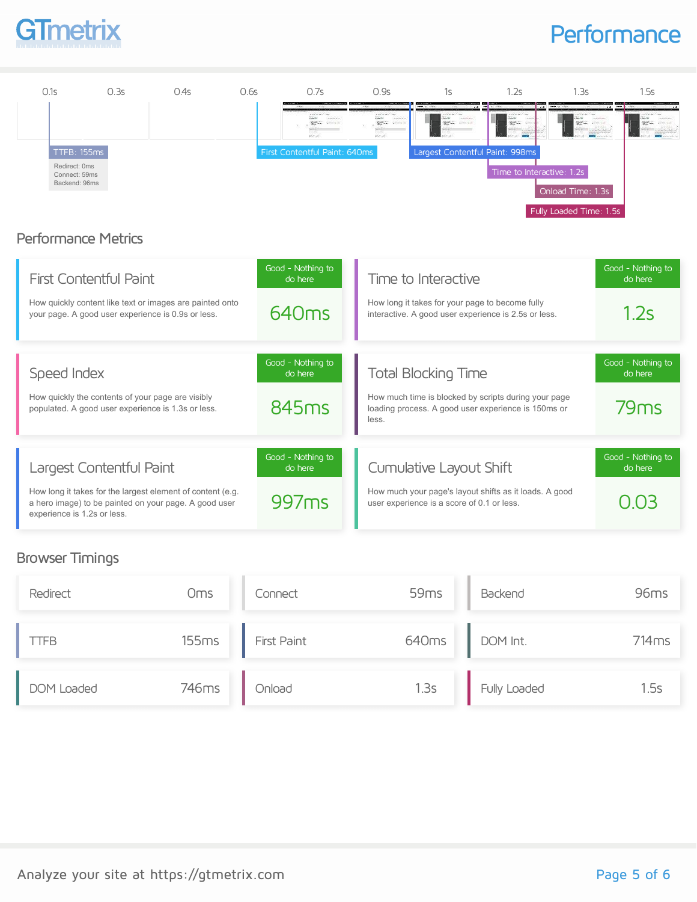# Performance

0.1s | 0.3s | 0.4s | 0.6s | 0.7s | 0.9s | 1s | 1.2s | 1.3s | 1.5s

TTFB: 155ms
Redirect: 0ms
Connect: 59ms
Backend: 96ms

First Contentful Paint: 640ms

Largest Contentful Paint: 998ms

Time to Interactive: 1.2s

Onload Time: 1.3s

Fully Loaded Time: 1.5s

## Performance Metrics

### First Contentful Paint

Good - Nothing to do here

How quickly content like text or images are painted onto your page. A good user experience is 0.9s or less.

**640ms**

### Time to Interactive

Good - Nothing to do here

How long it takes for your page to become fully interactive. A good user experience is 2.5s or less.

**1.2s**

### Speed Index

Good - Nothing to do here

How quickly the contents of your page are visibly populated. A good user experience is 1.3s or less.

**845ms**

### Total Blocking Time

Good - Nothing to do here

How much time is blocked by scripts during your page loading process. A good user experience is 150ms or less.

**79ms**

### Largest Contentful Paint

Good - Nothing to do here

How long it takes for the largest element of content (e.g. a hero image) to be painted on your page. A good user experience is 1.2s or less.

**997ms**

### Cumulative Layout Shift

Good - Nothing to do here

How much your page's layout shifts as it loads. A good user experience is a score of 0.1 or less.

**0.03**

## Browser Timings

| Timing | Value |
|---|---|
| Redirect | 0ms |
| Connect | 59ms |
| Backend | 96ms |
| TTFB | 155ms |
| First Paint | 640ms |
| DOM Int. | 714ms |
| DOM Loaded | 746ms |
| Onload | 1.3s |
| Fully Loaded | 1.5s |

Analyze your site at https://gtmetrix.com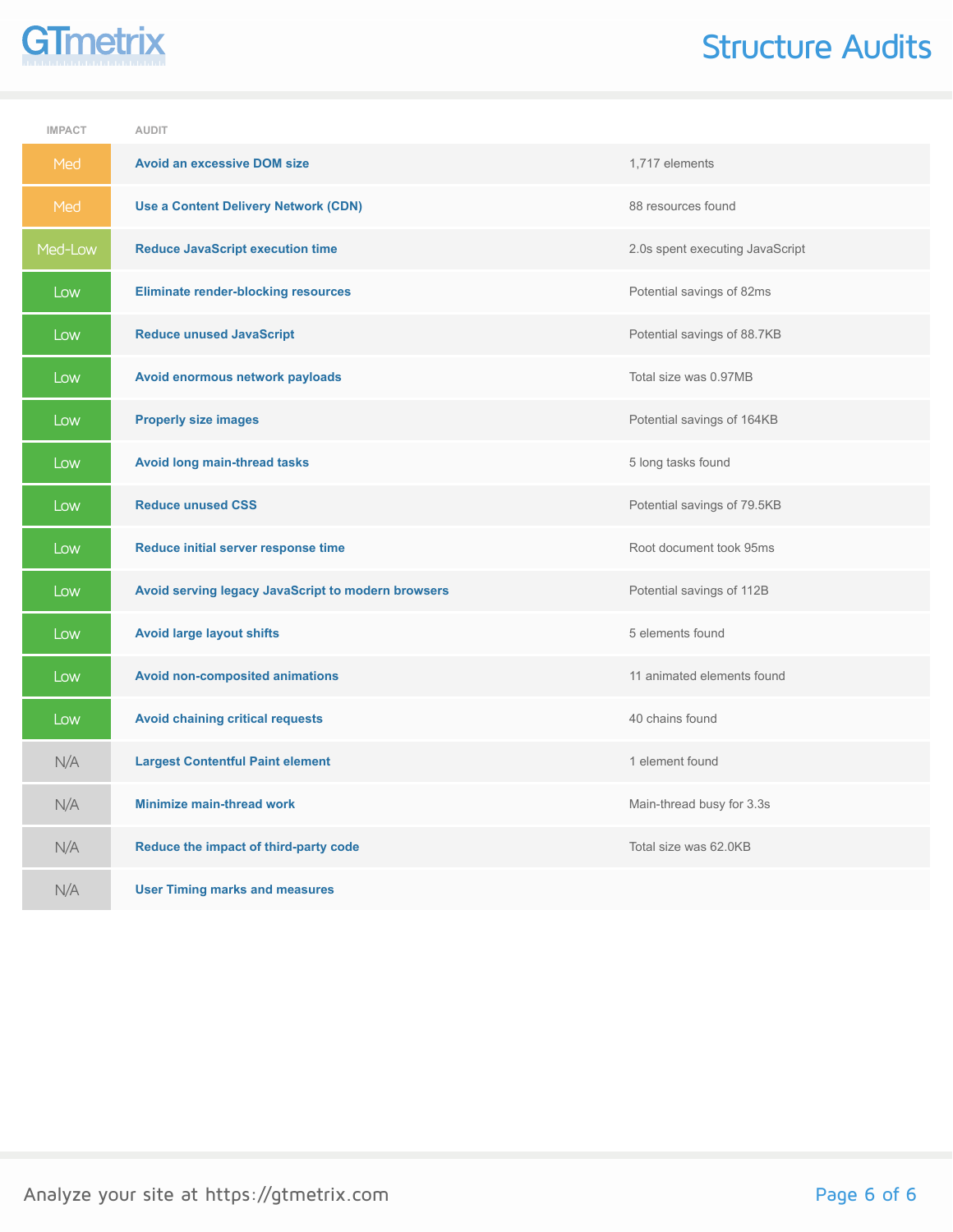# Structure Audits

| IMPACT | AUDIT | |
|---|---|---|
| Med | **Avoid an excessive DOM size** | 1,717 elements |
| Med | **Use a Content Delivery Network (CDN)** | 88 resources found |
| Med-Low | **Reduce JavaScript execution time** | 2.0s spent executing JavaScript |
| Low | **Eliminate render-blocking resources** | Potential savings of 82ms |
| Low | **Reduce unused JavaScript** | Potential savings of 88.7KB |
| Low | **Avoid enormous network payloads** | Total size was 0.97MB |
| Low | **Properly size images** | Potential savings of 164KB |
| Low | **Avoid long main-thread tasks** | 5 long tasks found |
| Low | **Reduce unused CSS** | Potential savings of 79.5KB |
| Low | **Reduce initial server response time** | Root document took 95ms |
| Low | **Avoid serving legacy JavaScript to modern browsers** | Potential savings of 112B |
| Low | **Avoid large layout shifts** | 5 elements found |
| Low | **Avoid non-composited animations** | 11 animated elements found |
| Low | **Avoid chaining critical requests** | 40 chains found |
| N/A | **Largest Contentful Paint element** | 1 element found |
| N/A | **Minimize main-thread work** | Main-thread busy for 3.3s |
| N/A | **Reduce the impact of third-party code** | Total size was 62.0KB |
| N/A | **User Timing marks and measures** | |

Analyze your site at https://gtmetrix.com